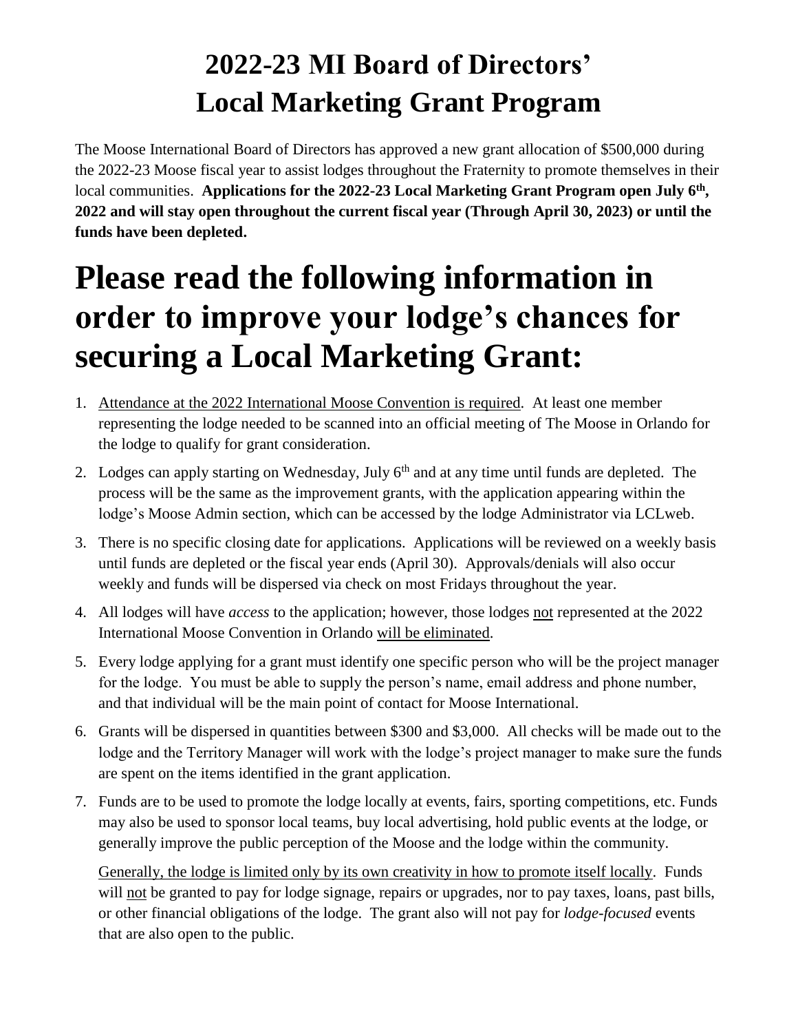# 2022-23 MI Board of Directors' Local Marketing Grant Program

The Moose International Board of Directors has approved a new grant allocation of $500,000 during the 2022-23 Moose fiscal year to assist lodges throughout the Fraternity to promote themselves in their local communities. **Applications for the 2022-23 Local Marketing Grant Program open July 6th, 2022 and will stay open throughout the current fiscal year (Through April 30, 2023) or until the funds have been depleted.**

# Please read the following information in order to improve your lodge's chances for securing a Local Marketing Grant:

1. Attendance at the 2022 International Moose Convention is required. At least one member representing the lodge needed to be scanned into an official meeting of The Moose in Orlando for the lodge to qualify for grant consideration.
2. Lodges can apply starting on Wednesday, July 6th and at any time until funds are depleted. The process will be the same as the improvement grants, with the application appearing within the lodge's Moose Admin section, which can be accessed by the lodge Administrator via LCLweb.
3. There is no specific closing date for applications. Applications will be reviewed on a weekly basis until funds are depleted or the fiscal year ends (April 30). Approvals/denials will also occur weekly and funds will be dispersed via check on most Fridays throughout the year.
4. All lodges will have *access* to the application; however, those lodges not represented at the 2022 International Moose Convention in Orlando will be eliminated.
5. Every lodge applying for a grant must identify one specific person who will be the project manager for the lodge. You must be able to supply the person's name, email address and phone number, and that individual will be the main point of contact for Moose International.
6. Grants will be dispersed in quantities between $300 and $3,000. All checks will be made out to the lodge and the Territory Manager will work with the lodge's project manager to make sure the funds are spent on the items identified in the grant application.
7. Funds are to be used to promote the lodge locally at events, fairs, sporting competitions, etc. Funds may also be used to sponsor local teams, buy local advertising, hold public events at the lodge, or generally improve the public perception of the Moose and the lodge within the community.

   Generally, the lodge is limited only by its own creativity in how to promote itself locally. Funds will not be granted to pay for lodge signage, repairs or upgrades, nor to pay taxes, loans, past bills, or other financial obligations of the lodge. The grant also will not pay for *lodge-focused* events that are also open to the public.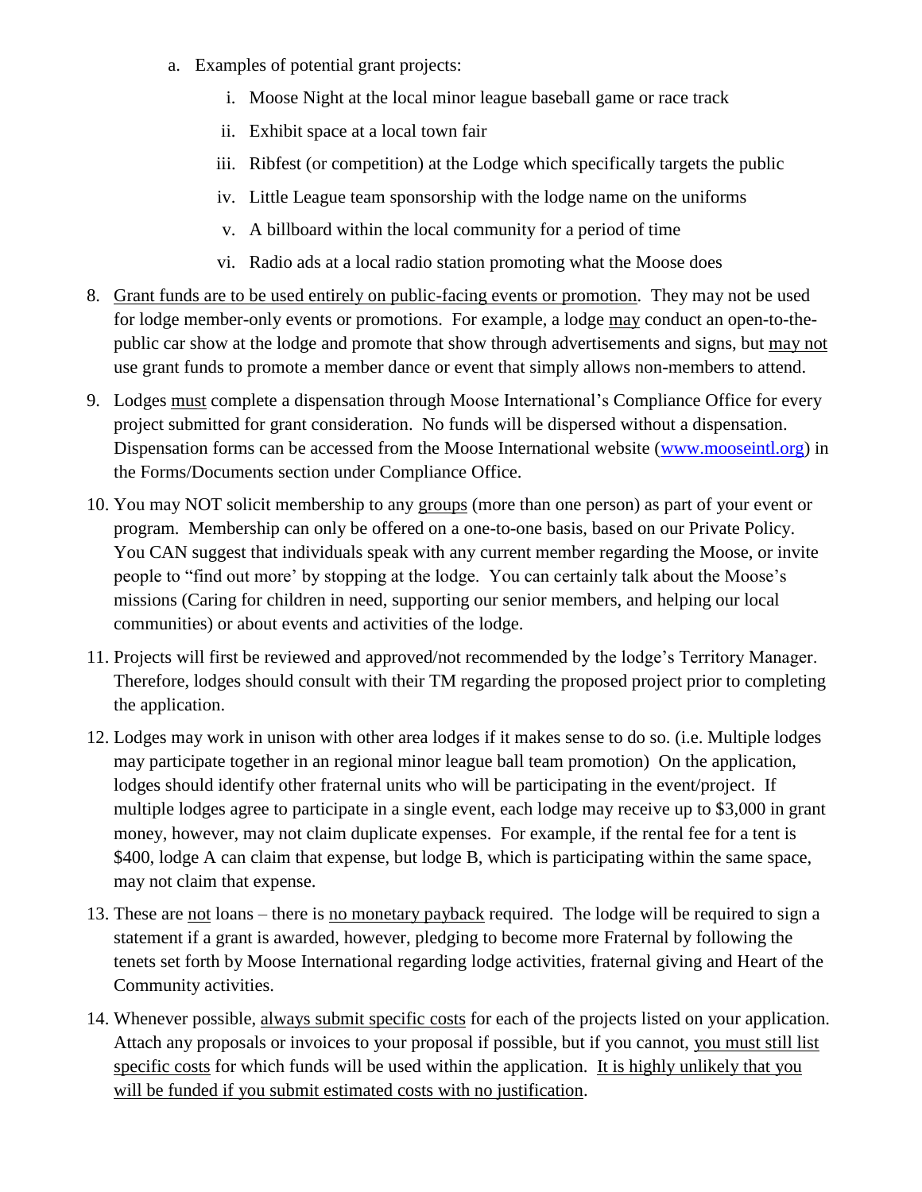a. Examples of potential grant projects:
      i. Moose Night at the local minor league baseball game or race track
      ii. Exhibit space at a local town fair
      iii. Ribfest (or competition) at the Lodge which specifically targets the public
      iv. Little League team sponsorship with the lodge name on the uniforms
      v. A billboard within the local community for a period of time
      vi. Radio ads at a local radio station promoting what the Moose does

8. Grant funds are to be used entirely on public-facing events or promotion. They may not be used for lodge member-only events or promotions. For example, a lodge may conduct an open-to-the-public car show at the lodge and promote that show through advertisements and signs, but may not use grant funds to promote a member dance or event that simply allows non-members to attend.

9. Lodges must complete a dispensation through Moose International's Compliance Office for every project submitted for grant consideration. No funds will be dispersed without a dispensation. Dispensation forms can be accessed from the Moose International website (www.mooseintl.org) in the Forms/Documents section under Compliance Office.

10. You may NOT solicit membership to any groups (more than one person) as part of your event or program. Membership can only be offered on a one-to-one basis, based on our Private Policy. You CAN suggest that individuals speak with any current member regarding the Moose, or invite people to "find out more' by stopping at the lodge. You can certainly talk about the Moose's missions (Caring for children in need, supporting our senior members, and helping our local communities) or about events and activities of the lodge.

11. Projects will first be reviewed and approved/not recommended by the lodge's Territory Manager. Therefore, lodges should consult with their TM regarding the proposed project prior to completing the application.

12. Lodges may work in unison with other area lodges if it makes sense to do so. (i.e. Multiple lodges may participate together in an regional minor league ball team promotion) On the application, lodges should identify other fraternal units who will be participating in the event/project. If multiple lodges agree to participate in a single event, each lodge may receive up to $3,000 in grant money, however, may not claim duplicate expenses. For example, if the rental fee for a tent is $400, lodge A can claim that expense, but lodge B, which is participating within the same space, may not claim that expense.

13. These are not loans – there is no monetary payback required. The lodge will be required to sign a statement if a grant is awarded, however, pledging to become more Fraternal by following the tenets set forth by Moose International regarding lodge activities, fraternal giving and Heart of the Community activities.

14. Whenever possible, always submit specific costs for each of the projects listed on your application. Attach any proposals or invoices to your proposal if possible, but if you cannot, you must still list specific costs for which funds will be used within the application. It is highly unlikely that you will be funded if you submit estimated costs with no justification.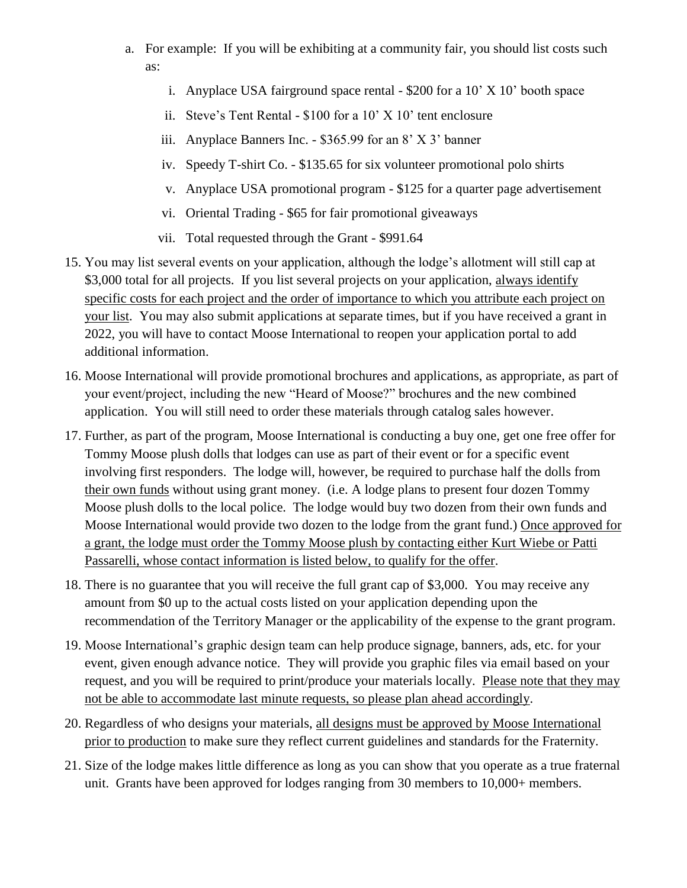a. For example: If you will be exhibiting at a community fair, you should list costs such as:
      i. Anyplace USA fairground space rental - $200 for a 10' X 10' booth space
      ii. Steve's Tent Rental - $100 for a 10' X 10' tent enclosure
      iii. Anyplace Banners Inc. - $365.99 for an 8' X 3' banner
      iv. Speedy T-shirt Co. - $135.65 for six volunteer promotional polo shirts
      v. Anyplace USA promotional program - $125 for a quarter page advertisement
      vi. Oriental Trading - $65 for fair promotional giveaways
      vii. Total requested through the Grant - $991.64

15. You may list several events on your application, although the lodge's allotment will still cap at $3,000 total for all projects. If you list several projects on your application, <u>always identify specific costs for each project and the order of importance to which you attribute each project on your list</u>. You may also submit applications at separate times, but if you have received a grant in 2022, you will have to contact Moose International to reopen your application portal to add additional information.
16. Moose International will provide promotional brochures and applications, as appropriate, as part of your event/project, including the new "Heard of Moose?" brochures and the new combined application. You will still need to order these materials through catalog sales however.
17. Further, as part of the program, Moose International is conducting a buy one, get one free offer for Tommy Moose plush dolls that lodges can use as part of their event or for a specific event involving first responders. The lodge will, however, be required to purchase half the dolls from <u>their own funds</u> without using grant money. (i.e. A lodge plans to present four dozen Tommy Moose plush dolls to the local police. The lodge would buy two dozen from their own funds and Moose International would provide two dozen to the lodge from the grant fund.) <u>Once approved for a grant, the lodge must order the Tommy Moose plush by contacting either Kurt Wiebe or Patti Passarelli, whose contact information is listed below, to qualify for the offer</u>.
18. There is no guarantee that you will receive the full grant cap of $3,000. You may receive any amount from $0 up to the actual costs listed on your application depending upon the recommendation of the Territory Manager or the applicability of the expense to the grant program.
19. Moose International's graphic design team can help produce signage, banners, ads, etc. for your event, given enough advance notice. They will provide you graphic files via email based on your request, and you will be required to print/produce your materials locally. <u>Please note that they may not be able to accommodate last minute requests, so please plan ahead accordingly</u>.
20. Regardless of who designs your materials, <u>all designs must be approved by Moose International prior to production</u> to make sure they reflect current guidelines and standards for the Fraternity.
21. Size of the lodge makes little difference as long as you can show that you operate as a true fraternal unit. Grants have been approved for lodges ranging from 30 members to 10,000+ members.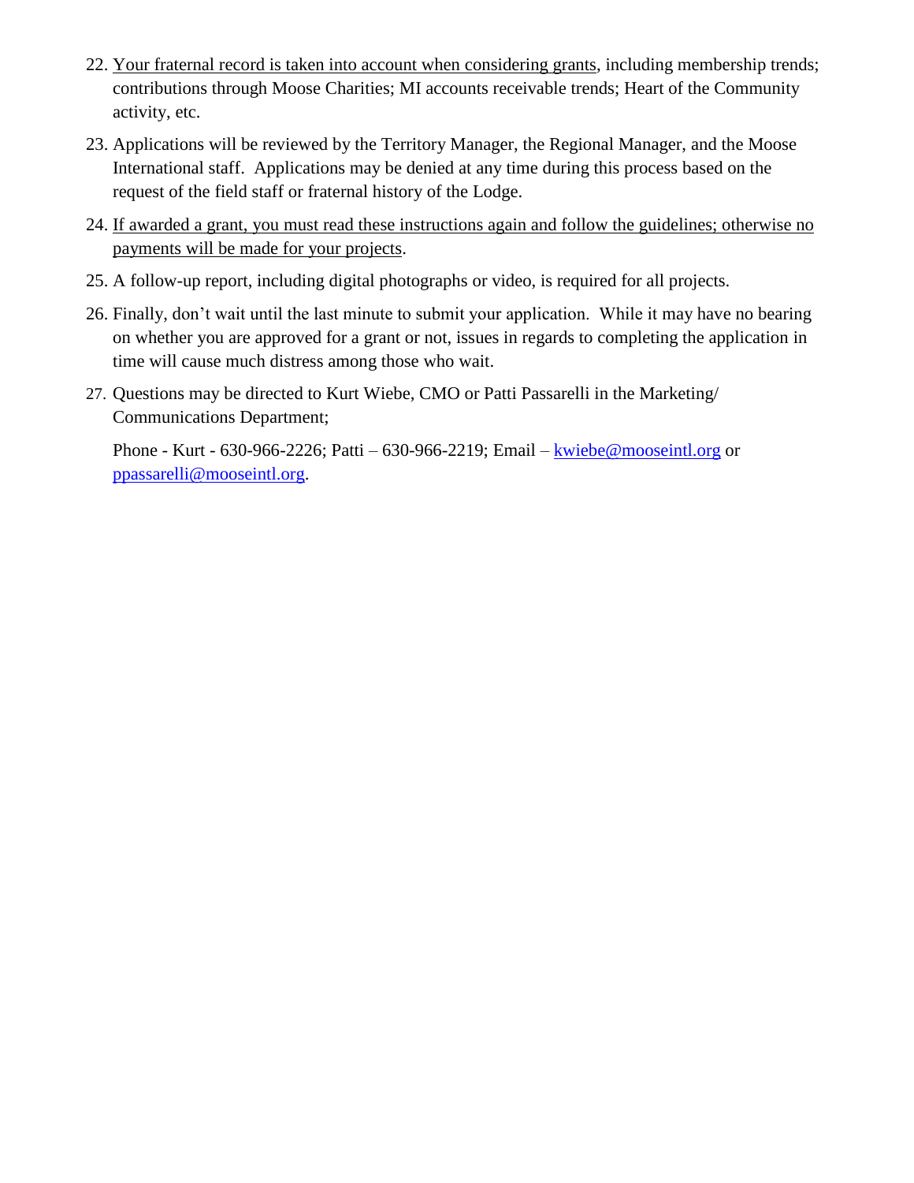22. <u>Your fraternal record is taken into account when considering grants</u>, including membership trends; contributions through Moose Charities; MI accounts receivable trends; Heart of the Community activity, etc.

23. Applications will be reviewed by the Territory Manager, the Regional Manager, and the Moose International staff. Applications may be denied at any time during this process based on the request of the field staff or fraternal history of the Lodge.

24. <u>If awarded a grant, you must read these instructions again and follow the guidelines; otherwise no payments will be made for your projects</u>.

25. A follow-up report, including digital photographs or video, is required for all projects.

26. Finally, don't wait until the last minute to submit your application. While it may have no bearing on whether you are approved for a grant or not, issues in regards to completing the application in time will cause much distress among those who wait.

27. Questions may be directed to Kurt Wiebe, CMO or Patti Passarelli in the Marketing/ Communications Department;

    Phone - Kurt - 630-966-2226; Patti – 630-966-2219; Email – kwiebe@mooseintl.org or ppassarelli@mooseintl.org.